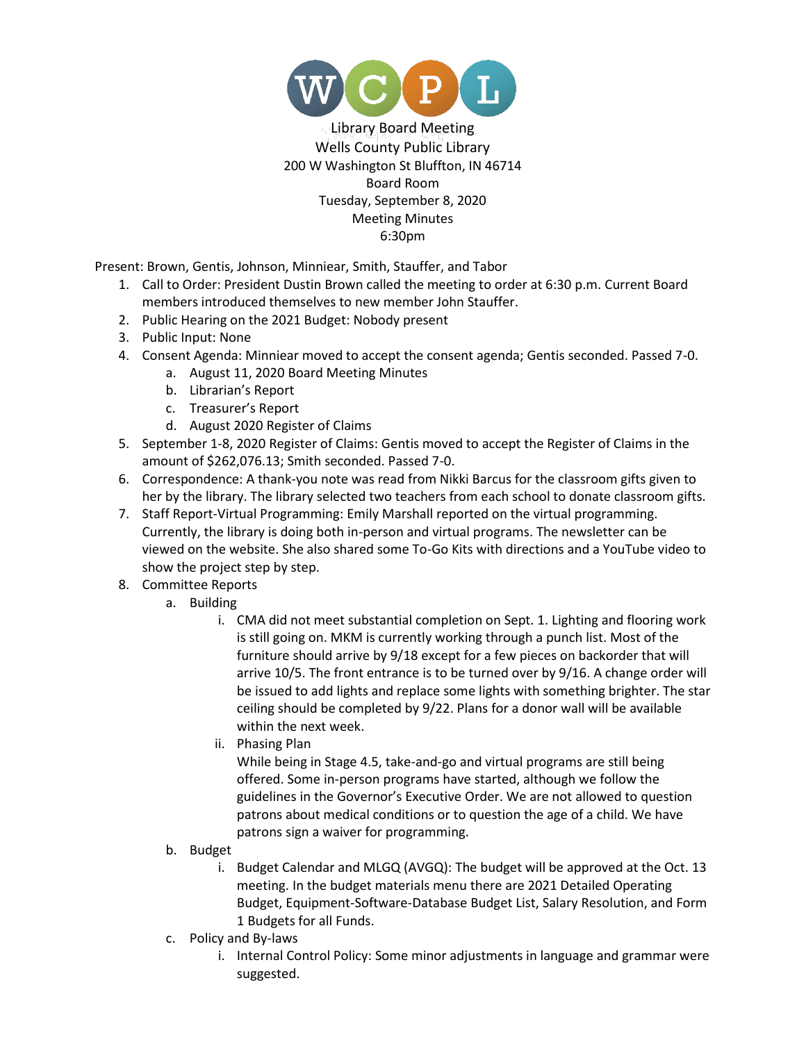WCPL

Library Board Meeting
Wells County Public Library
200 W Washington St Bluffton, IN 46714
Board Room
Tuesday, September 8, 2020
Meeting Minutes
6:30pm

Present: Brown, Gentis, Johnson, Minniear, Smith, Stauffer, and Tabor

1. Call to Order: President Dustin Brown called the meeting to order at 6:30 p.m. Current Board members introduced themselves to new member John Stauffer.
2. Public Hearing on the 2021 Budget: Nobody present
3. Public Input: None
4. Consent Agenda: Minniear moved to accept the consent agenda; Gentis seconded. Passed 7-0.
    a. August 11, 2020 Board Meeting Minutes
    b. Librarian's Report
    c. Treasurer's Report
    d. August 2020 Register of Claims
5. September 1-8, 2020 Register of Claims: Gentis moved to accept the Register of Claims in the amount of $262,076.13; Smith seconded. Passed 7-0.
6. Correspondence: A thank-you note was read from Nikki Barcus for the classroom gifts given to her by the library. The library selected two teachers from each school to donate classroom gifts.
7. Staff Report-Virtual Programming: Emily Marshall reported on the virtual programming. Currently, the library is doing both in-person and virtual programs. The newsletter can be viewed on the website. She also shared some To-Go Kits with directions and a YouTube video to show the project step by step.
8. Committee Reports
    a. Building
        i. CMA did not meet substantial completion on Sept. 1. Lighting and flooring work is still going on. MKM is currently working through a punch list. Most of the furniture should arrive by 9/18 except for a few pieces on backorder that will arrive 10/5. The front entrance is to be turned over by 9/16. A change order will be issued to add lights and replace some lights with something brighter. The star ceiling should be completed by 9/22. Plans for a donor wall will be available within the next week.
        ii. Phasing Plan
        While being in Stage 4.5, take-and-go and virtual programs are still being offered. Some in-person programs have started, although we follow the guidelines in the Governor's Executive Order. We are not allowed to question patrons about medical conditions or to question the age of a child. We have patrons sign a waiver for programming.
    b. Budget
        i. Budget Calendar and MLGQ (AVGQ): The budget will be approved at the Oct. 13 meeting. In the budget materials menu there are 2021 Detailed Operating Budget, Equipment-Software-Database Budget List, Salary Resolution, and Form 1 Budgets for all Funds.
    c. Policy and By-laws
        i. Internal Control Policy: Some minor adjustments in language and grammar were suggested.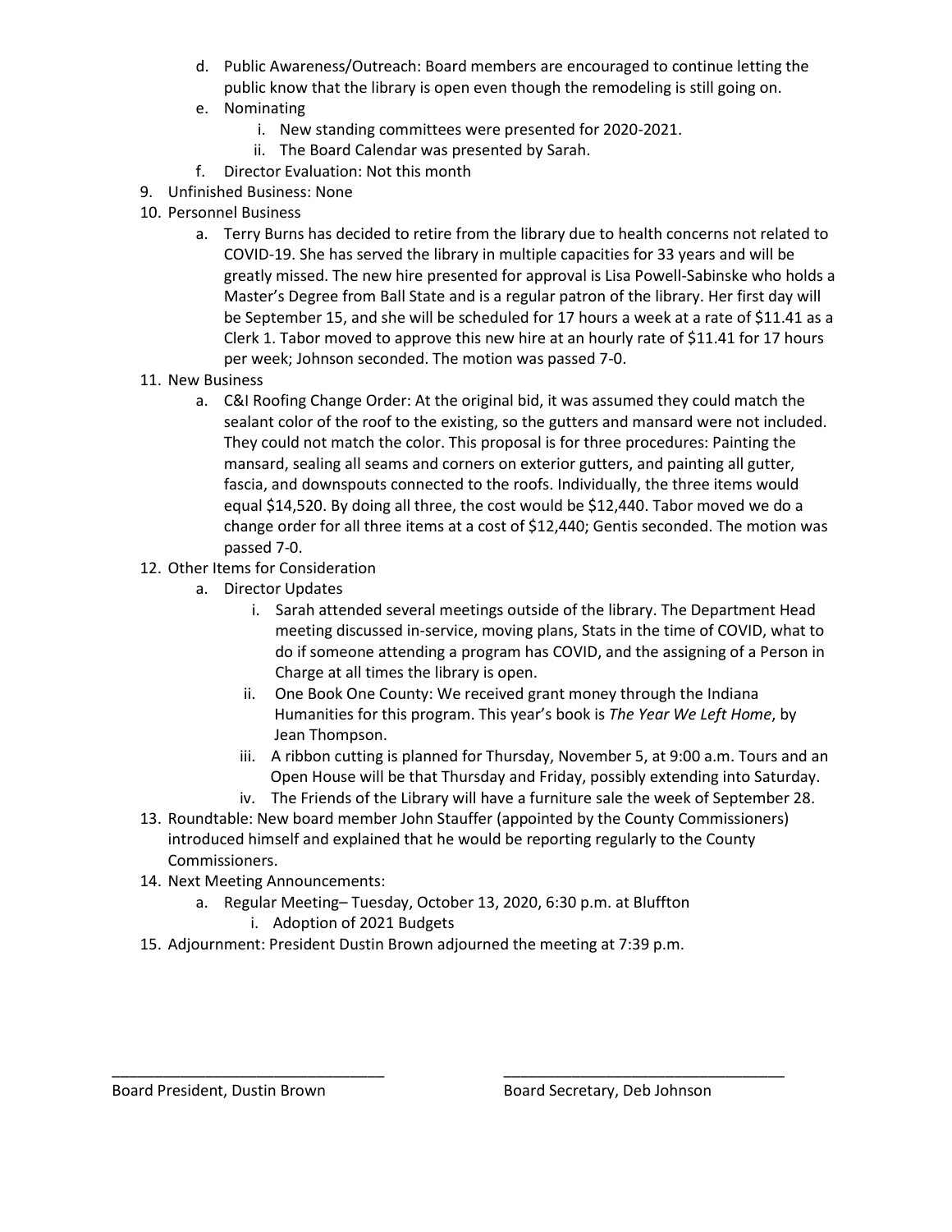d. Public Awareness/Outreach: Board members are encouraged to continue letting the public know that the library is open even though the remodeling is still going on.
   e. Nominating
      i. New standing committees were presented for 2020-2021.
      ii. The Board Calendar was presented by Sarah.
   f. Director Evaluation: Not this month
9. Unfinished Business: None
10. Personnel Business
    a. Terry Burns has decided to retire from the library due to health concerns not related to COVID-19. She has served the library in multiple capacities for 33 years and will be greatly missed. The new hire presented for approval is Lisa Powell-Sabinske who holds a Master's Degree from Ball State and is a regular patron of the library. Her first day will be September 15, and she will be scheduled for 17 hours a week at a rate of $11.41 as a Clerk 1. Tabor moved to approve this new hire at an hourly rate of $11.41 for 17 hours per week; Johnson seconded. The motion was passed 7-0.
11. New Business
    a. C&I Roofing Change Order: At the original bid, it was assumed they could match the sealant color of the roof to the existing, so the gutters and mansard were not included. They could not match the color. This proposal is for three procedures: Painting the mansard, sealing all seams and corners on exterior gutters, and painting all gutter, fascia, and downspouts connected to the roofs. Individually, the three items would equal $14,520. By doing all three, the cost would be $12,440. Tabor moved we do a change order for all three items at a cost of $12,440; Gentis seconded. The motion was passed 7-0.
12. Other Items for Consideration
    a. Director Updates
       i. Sarah attended several meetings outside of the library. The Department Head meeting discussed in-service, moving plans, Stats in the time of COVID, what to do if someone attending a program has COVID, and the assigning of a Person in Charge at all times the library is open.
       ii. One Book One County: We received grant money through the Indiana Humanities for this program. This year's book is *The Year We Left Home*, by Jean Thompson.
       iii. A ribbon cutting is planned for Thursday, November 5, at 9:00 a.m. Tours and an Open House will be that Thursday and Friday, possibly extending into Saturday.
       iv. The Friends of the Library will have a furniture sale the week of September 28.
13. Roundtable: New board member John Stauffer (appointed by the County Commissioners) introduced himself and explained that he would be reporting regularly to the County Commissioners.
14. Next Meeting Announcements:
    a. Regular Meeting– Tuesday, October 13, 2020, 6:30 p.m. at Bluffton
       i. Adoption of 2021 Budgets
15. Adjournment: President Dustin Brown adjourned the meeting at 7:39 p.m.

________________________________ ________________________________

Board President, Dustin Brown Board Secretary, Deb Johnson